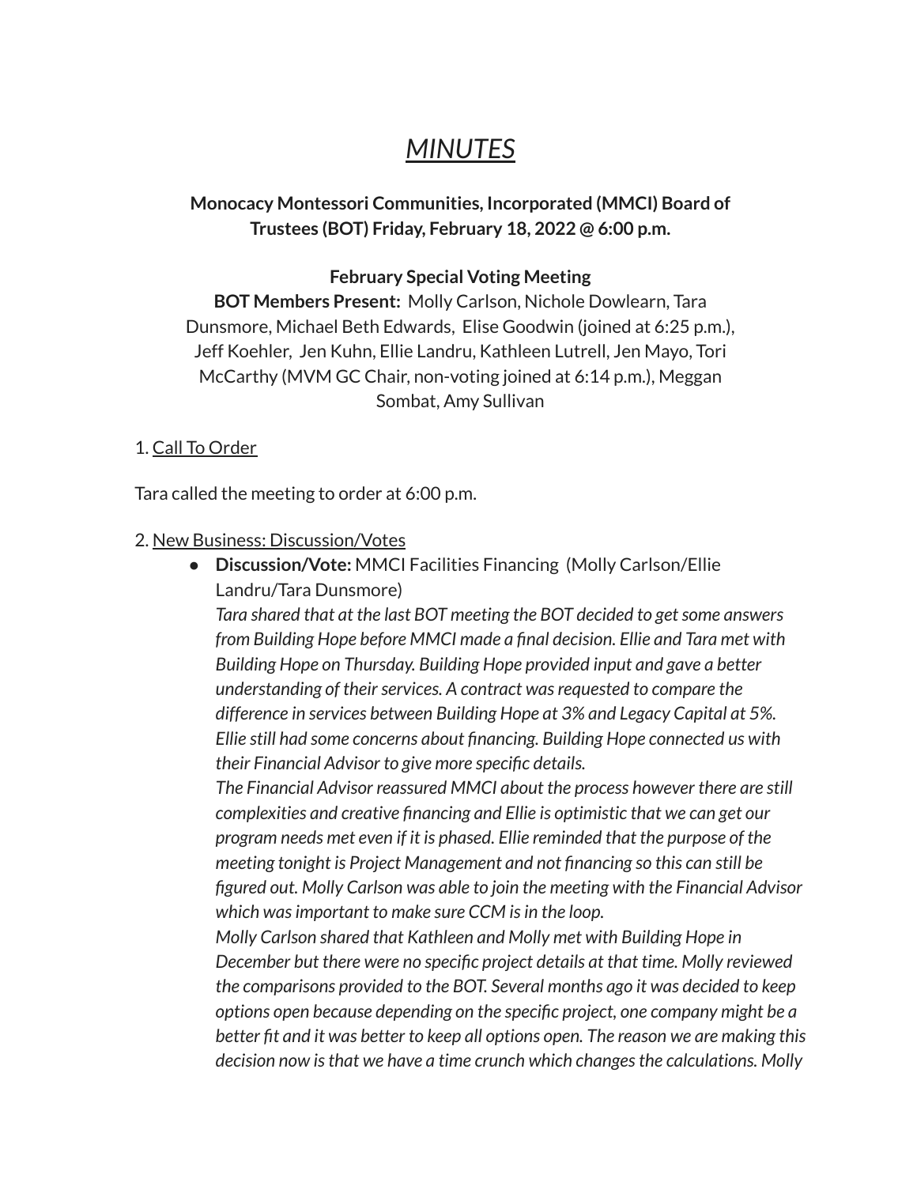# *MINUTES*

**Monocacy Montessori Communities, Incorporated (MMCI) Board of Trustees (BOT) Friday, February 18, 2022 @ 6:00 p.m.**

**February Special Voting Meeting**

**BOT Members Present:** Molly Carlson, Nichole Dowlearn, Tara Dunsmore, Michael Beth Edwards, Elise Goodwin (joined at 6:25 p.m.), Jeff Koehler, Jen Kuhn, Ellie Landru, Kathleen Lutrell, Jen Mayo, Tori McCarthy (MVM GC Chair, non-voting joined at 6:14 p.m.), Meggan Sombat, Amy Sullivan

1. Call To Order

Tara called the meeting to order at 6:00 p.m.

2. New Business: Discussion/Votes

- **Discussion/Vote:** MMCI Facilities Financing (Molly Carlson/Ellie Landru/Tara Dunsmore)

  *Tara shared that at the last BOT meeting the BOT decided to get some answers from Building Hope before MMCI made a final decision. Ellie and Tara met with Building Hope on Thursday. Building Hope provided input and gave a better understanding of their services. A contract was requested to compare the difference in services between Building Hope at 3% and Legacy Capital at 5%. Ellie still had some concerns about financing. Building Hope connected us with their Financial Advisor to give more specific details.*

  *The Financial Advisor reassured MMCI about the process however there are still complexities and creative financing and Ellie is optimistic that we can get our program needs met even if it is phased. Ellie reminded that the purpose of the meeting tonight is Project Management and not financing so this can still be figured out. Molly Carlson was able to join the meeting with the Financial Advisor which was important to make sure CCM is in the loop.*

  *Molly Carlson shared that Kathleen and Molly met with Building Hope in December but there were no specific project details at that time. Molly reviewed the comparisons provided to the BOT. Several months ago it was decided to keep options open because depending on the specific project, one company might be a better fit and it was better to keep all options open. The reason we are making this decision now is that we have a time crunch which changes the calculations. Molly*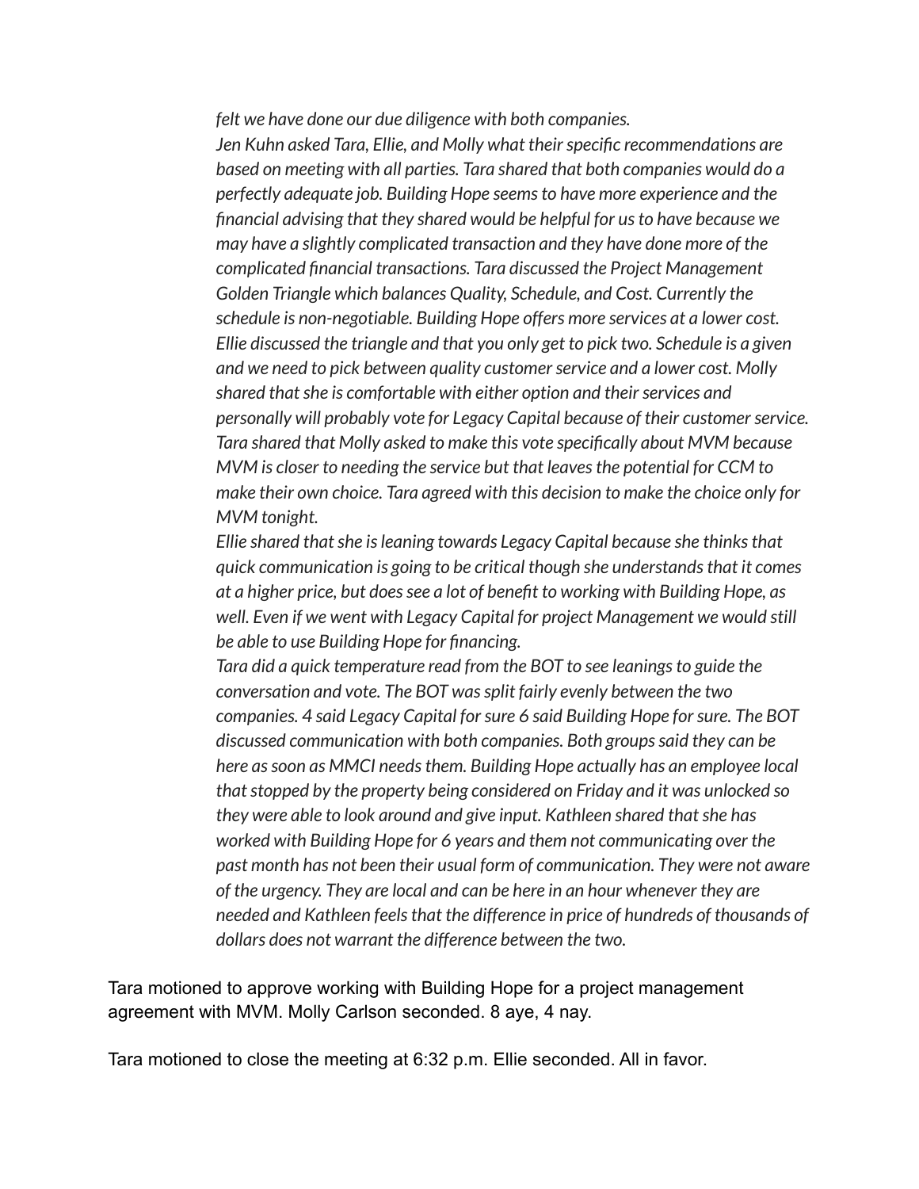*felt we have done our due diligence with both companies.*

*Jen Kuhn asked Tara, Ellie, and Molly what their specific recommendations are based on meeting with all parties. Tara shared that both companies would do a perfectly adequate job. Building Hope seems to have more experience and the financial advising that they shared would be helpful for us to have because we may have a slightly complicated transaction and they have done more of the complicated financial transactions. Tara discussed the Project Management Golden Triangle which balances Quality, Schedule, and Cost. Currently the schedule is non-negotiable. Building Hope offers more services at a lower cost. Ellie discussed the triangle and that you only get to pick two. Schedule is a given and we need to pick between quality customer service and a lower cost. Molly shared that she is comfortable with either option and their services and personally will probably vote for Legacy Capital because of their customer service. Tara shared that Molly asked to make this vote specifically about MVM because MVM is closer to needing the service but that leaves the potential for CCM to make their own choice. Tara agreed with this decision to make the choice only for MVM tonight.*

*Ellie shared that she is leaning towards Legacy Capital because she thinks that quick communication is going to be critical though she understands that it comes at a higher price, but does see a lot of benefit to working with Building Hope, as well. Even if we went with Legacy Capital for project Management we would still be able to use Building Hope for financing.*

*Tara did a quick temperature read from the BOT to see leanings to guide the conversation and vote. The BOT was split fairly evenly between the two companies. 4 said Legacy Capital for sure 6 said Building Hope for sure. The BOT discussed communication with both companies. Both groups said they can be here as soon as MMCI needs them. Building Hope actually has an employee local that stopped by the property being considered on Friday and it was unlocked so they were able to look around and give input. Kathleen shared that she has worked with Building Hope for 6 years and them not communicating over the past month has not been their usual form of communication. They were not aware of the urgency. They are local and can be here in an hour whenever they are needed and Kathleen feels that the difference in price of hundreds of thousands of dollars does not warrant the difference between the two.*

Tara motioned to approve working with Building Hope for a project management agreement with MVM. Molly Carlson seconded. 8 aye, 4 nay.

Tara motioned to close the meeting at 6:32 p.m. Ellie seconded. All in favor.